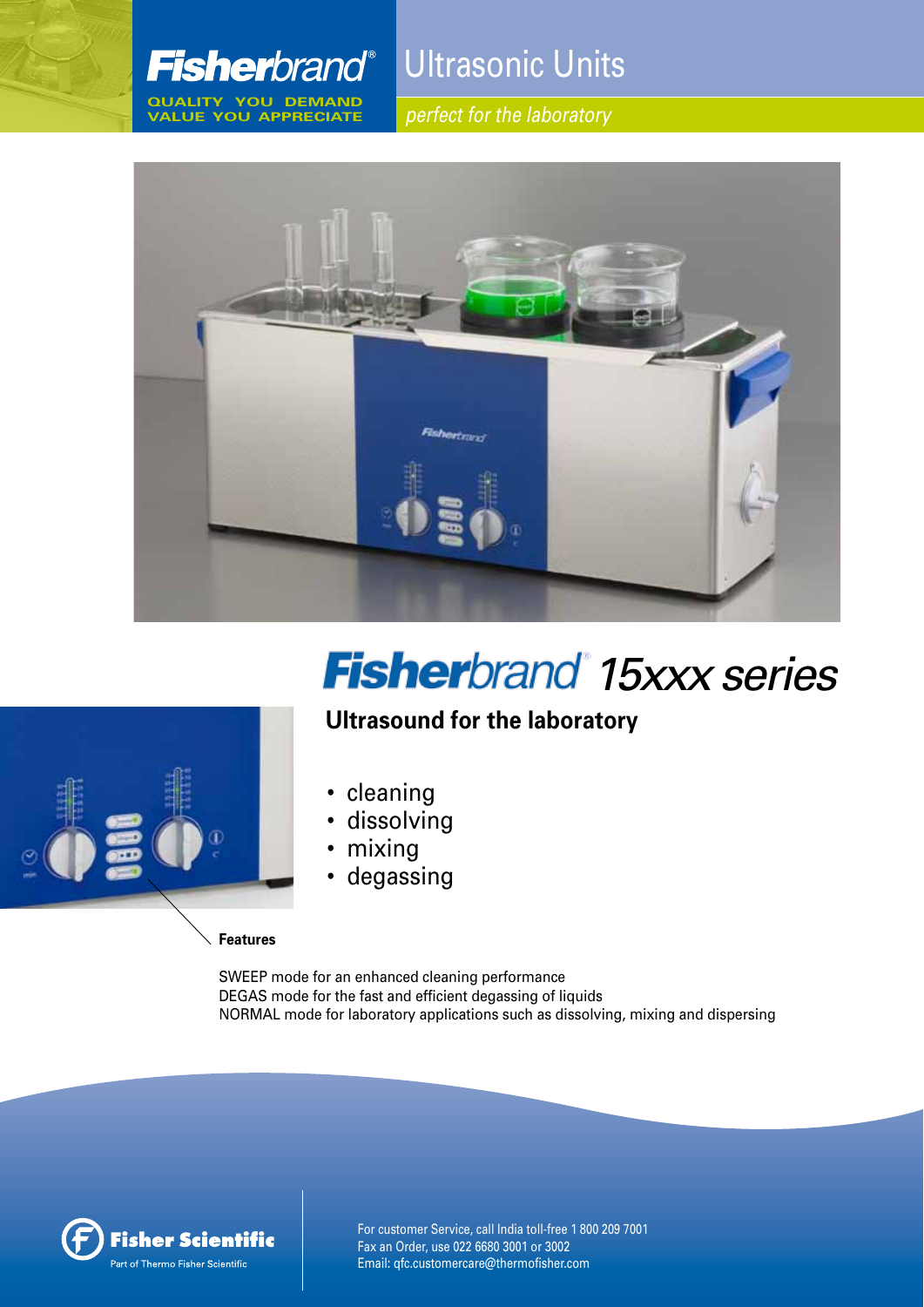**Fisherbrand®**

QUALITY YOU DEMAND
VALUE YOU APPRECIATE

# Ultrasonic Units

*perfect for the laboratory*

# Fisherbrand® 15xxx series

## Ultrasound for the laboratory

- cleaning
- dissolving
- mixing
- degassing

**Features**

SWEEP mode for an enhanced cleaning performance
DEGAS mode for the fast and efficient degassing of liquids
NORMAL mode for laboratory applications such as dissolving, mixing and dispersing

Fisher Scientific
Part of Thermo Fisher Scientific

For customer Service, call India toll-free 1 800 209 7001
Fax an Order, use 022 6680 3001 or 3002
Email: qfc.customercare@thermofisher.com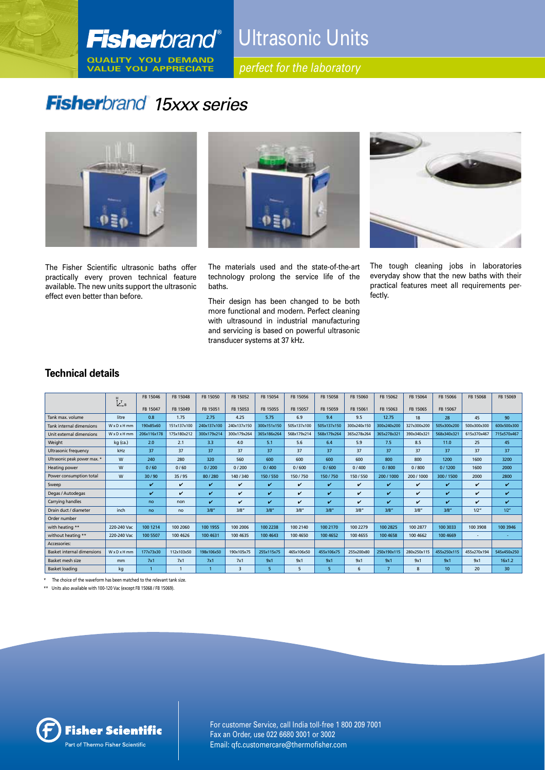# Fisherbrand® Ultrasonic Units

QUALITY YOU DEMAND
VALUE YOU APPRECIATE

*perfect for the laboratory*

## Fisherbrand *15xxx series*

The Fisher Scientific ultrasonic baths offer practically every proven technical feature available. The new units support the ultrasonic effect even better than before.

The materials used and the state-of-the-art technology prolong the service life of the baths.

Their design has been changed to be both more functional and modern. Perfect cleaning with ultrasound in industrial manufacturing and servicing is based on powerful ultrasonic transducer systems at 37 kHz.

The tough cleaning jobs in laboratories everyday show that the new baths with their practical features meet all requirements perfectly.

### Technical details

| | | FB 15046 / FB 15047 | FB 15048 / FB 15049 | FB 15050 / FB 15051 | FB 15052 / FB 15053 | FB 15054 / FB 15055 | FB 15056 / FB 15057 | FB 15058 / FB 15059 | FB 15060 / FB 15061 | FB 15062 / FB 15063 | FB 15064 / FB 15065 | FB 15066 / FB 15067 | FB 15068 | FB 15069 |
|---|---|---|---|---|---|---|---|---|---|---|---|---|---|---|
| Tank max. volume | litre | 0.8 | 1.75 | 2.75 | 4.25 | 5.75 | 6.9 | 9.4 | 9.5 | 12.75 | 18 | 28 | 45 | 90 |
| Tank internal dimensions | W x D x H mm | 190x85x60 | 151x137x100 | 240x137x100 | 240x137x150 | 300x151x150 | 505x137x100 | 505x137x150 | 300x240x150 | 300x240x200 | 327x300x200 | 505x300x200 | 500x300x300 | 600x500x300 |
| Unit external dimensions | W x D x H mm | 206x116x178 | 175x180x212 | 300x179x214 | 300x179x264 | 365x186x264 | 568x179x214 | 568x179x264 | 365x278x264 | 365x278x321 | 390x340x321 | 568x340x321 | 615x370x467 | 715x570x467 |
| Weight | kg (ca.) | 2.0 | 2.1 | 3.3 | 4.0 | 5.1 | 5.6 | 6.4 | 5.9 | 7.5 | 8.5 | 11.0 | 25 | 45 |
| Ultrasonic frequency | kHz | 37 | 37 | 37 | 37 | 37 | 37 | 37 | 37 | 37 | 37 | 37 | 37 | 37 |
| Ultrasonic peak power max. * | W | 240 | 280 | 320 | 560 | 600 | 600 | 600 | 600 | 800 | 800 | 1200 | 1600 | 3200 |
| Heating power | W | 0 / 60 | 0 / 60 | 0 / 200 | 0 / 200 | 0 / 400 | 0 / 600 | 0 / 600 | 0 / 400 | 0 / 800 | 0 / 800 | 0 / 1200 | 1600 | 2000 |
| Power consumption total | W | 30 / 90 | 35 / 95 | 80 / 280 | 140 / 340 | 150 / 550 | 150 / 750 | 150 / 750 | 150 / 550 | 200 / 1000 | 200 / 1000 | 300 / 1500 | 2000 | 2800 |
| Sweep | | ✔ | ✔ | ✔ | ✔ | ✔ | ✔ | ✔ | ✔ | ✔ | ✔ | ✔ | ✔ | ✔ |
| Degas / Autodegas | | ✔ | ✔ | ✔ | ✔ | ✔ | ✔ | ✔ | ✔ | ✔ | ✔ | ✔ | ✔ | ✔ |
| Carrying handles | | no | non | ✔ | ✔ | ✔ | ✔ | ✔ | ✔ | ✔ | ✔ | ✔ | ✔ | ✔ |
| Drain duct / diameter | inch | no | no | 3/8" | 3/8" | 3/8" | 3/8" | 3/8" | 3/8" | 3/8" | 3/8" | 3/8" | 1/2" | 1/2" |
| Order number | | | | | | | | | | | | | | |
| with heating ** | 220-240 Vac | 100 1214 | 100 2060 | 100 1955 | 100 2006 | 100 2238 | 100 2140 | 100 2170 | 100 2279 | 100 2825 | 100 2877 | 100 3033 | 100 3908 | 100 3946 |
| without heating ** | 220-240 Vac | 100 5507 | 100 4626 | 100 4631 | 100 4635 | 100 4643 | 100 4650 | 100 4652 | 100 4655 | 100 4658 | 100 4662 | 100 4669 | - | - |
| Accessories: | | | | | | | | | | | | | | |
| Basket internal dimensions | W x D x H mm | 177x73x30 | 112x103x50 | 198x106x50 | 190x105x75 | 255x115x75 | 465x106x50 | 455x106x75 | 255x200x80 | 250x190x115 | 280x250x115 | 455x250x115 | 455x270x194 | 545x450x250 |
| Basket mesh size | mm | 7x1 | 7x1 | 7x1 | 7x1 | 9x1 | 9x1 | 9x1 | 9x1 | 9x1 | 9x1 | 9x1 | 9x1 | 16x1.2 |
| Basket loading | kg | 1 | 1 | 1 | 3 | 5 | 5 | 5 | 6 | 7 | 8 | 10 | 20 | 30 |

\* The choice of the waveform has been matched to the relevant tank size.

\*\* Units also available with 100-120 Vac (except FB 15068 / FB 15069).

Fisher Scientific
Part of Thermo Fisher Scientific

For customer Service, call India toll-free 1 800 209 7001
Fax an Order, use 022 6680 3001 or 3002
Email: qfc.customercare@thermofisher.com